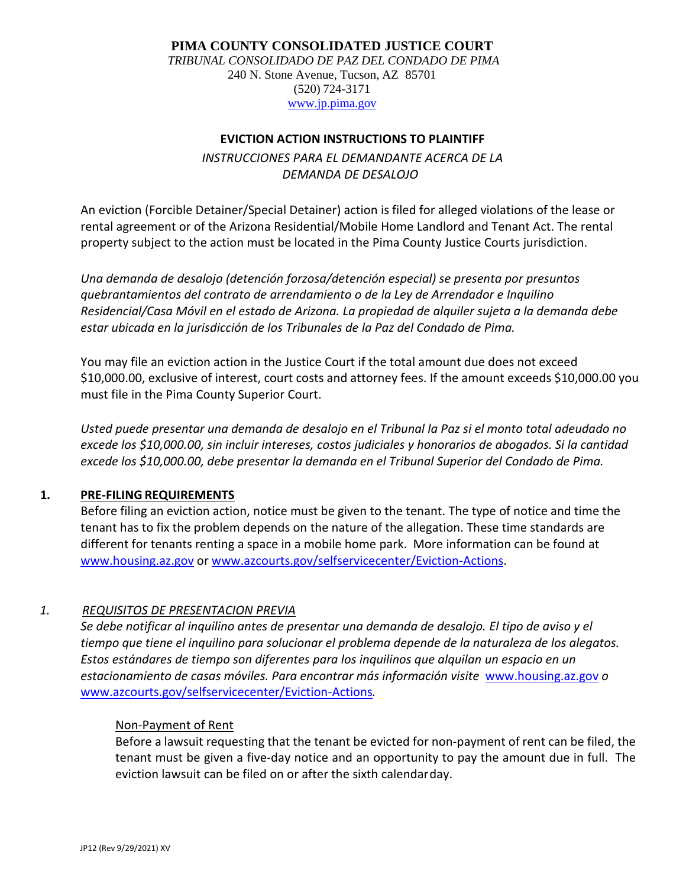**PIMA COUNTY CONSOLIDATED JUSTICE COURT**

*TRIBUNAL CONSOLIDADO DE PAZ DEL CONDADO DE PIMA*

240 N. Stone Avenue, Tucson, AZ 85701

(520) 724-3171

www.jp.pima.gov

# EVICTION ACTION INSTRUCTIONS TO PLAINTIFF

*INSTRUCCIONES PARA EL DEMANDANTE ACERCA DE LA DEMANDA DE DESALOJO*

An eviction (Forcible Detainer/Special Detainer) action is filed for alleged violations of the lease or rental agreement or of the Arizona Residential/Mobile Home Landlord and Tenant Act. The rental property subject to the action must be located in the Pima County Justice Courts jurisdiction.

*Una demanda de desalojo (detención forzosa/detención especial) se presenta por presuntos quebrantamientos del contrato de arrendamiento o de la Ley de Arrendador e Inquilino Residencial/Casa Móvil en el estado de Arizona. La propiedad de alquiler sujeta a la demanda debe estar ubicada en la jurisdicción de los Tribunales de la Paz del Condado de Pima.*

You may file an eviction action in the Justice Court if the total amount due does not exceed $10,000.00, exclusive of interest, court costs and attorney fees. If the amount exceeds $10,000.00 you must file in the Pima County Superior Court.

*Usted puede presentar una demanda de desalojo en el Tribunal la Paz si el monto total adeudado no excede los $10,000.00, sin incluir intereses, costos judiciales y honorarios de abogados. Si la cantidad excede los $10,000.00, debe presentar la demanda en el Tribunal Superior del Condado de Pima.*

## 1. PRE-FILING REQUIREMENTS

Before filing an eviction action, notice must be given to the tenant. The type of notice and time the tenant has to fix the problem depends on the nature of the allegation. These time standards are different for tenants renting a space in a mobile home park. More information can be found at www.housing.az.gov or www.azcourts.gov/selfservicecenter/Eviction-Actions.

## *1. REQUISITOS DE PRESENTACION PREVIA*

*Se debe notificar al inquilino antes de presentar una demanda de desalojo. El tipo de aviso y el tiempo que tiene el inquilino para solucionar el problema depende de la naturaleza de los alegatos. Estos estándares de tiempo son diferentes para los inquilinos que alquilan un espacio en un estacionamiento de casas móviles. Para encontrar más información visite* www.housing.az.gov *o* www.azcourts.gov/selfservicecenter/Eviction-Actions*.*

### Non-Payment of Rent

Before a lawsuit requesting that the tenant be evicted for non-payment of rent can be filed, the tenant must be given a five-day notice and an opportunity to pay the amount due in full. The eviction lawsuit can be filed on or after the sixth calendar day.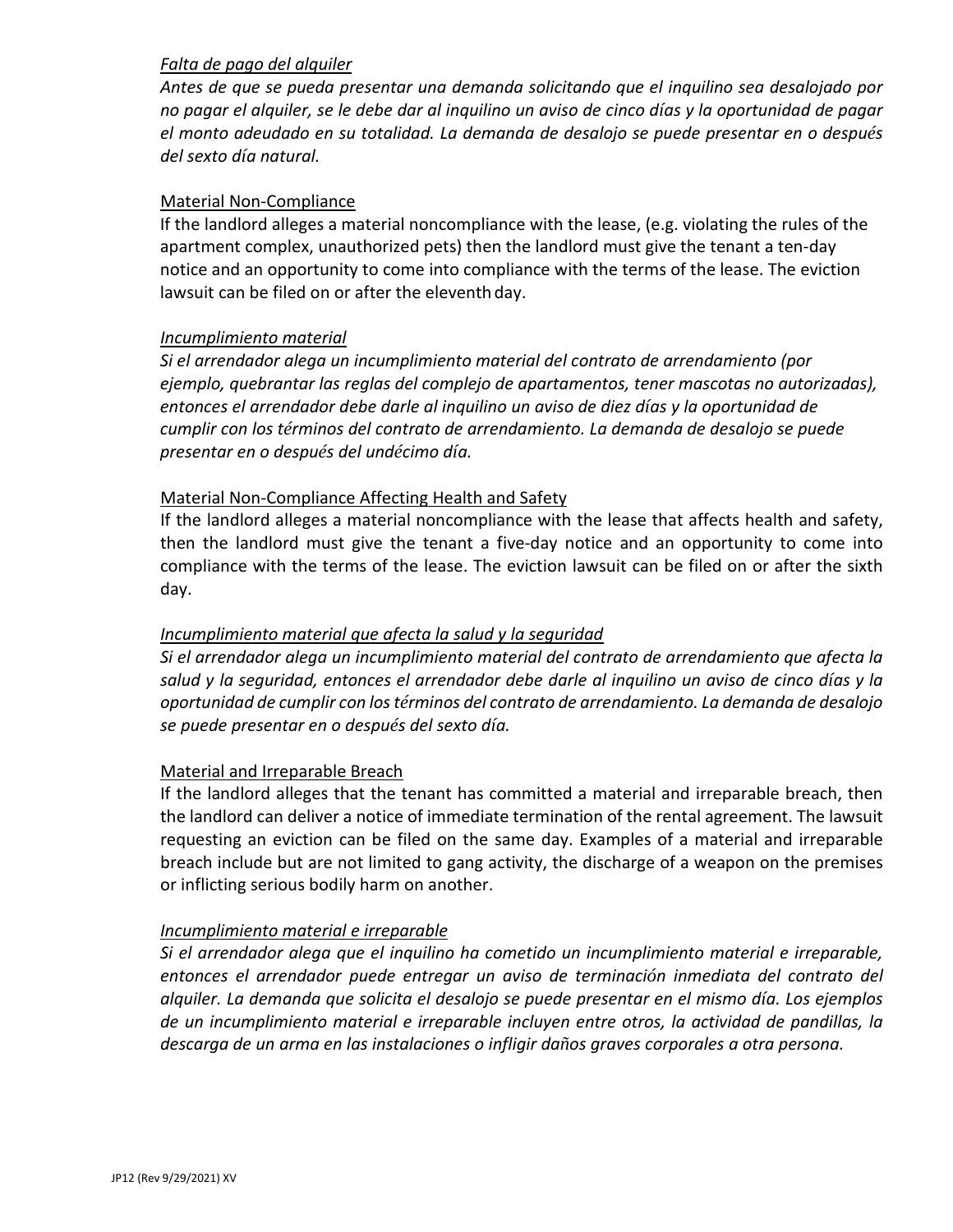*<u>Falta de pago del alquiler</u>*

*Antes de que se pueda presentar una demanda solicitando que el inquilino sea desalojado por no pagar el alquiler, se le debe dar al inquilino un aviso de cinco días y la oportunidad de pagar el monto adeudado en su totalidad. La demanda de desalojo se puede presentar en o después del sexto día natural.*

<u>Material Non-Compliance</u>

If the landlord alleges a material noncompliance with the lease, (e.g. violating the rules of the apartment complex, unauthorized pets) then the landlord must give the tenant a ten-day notice and an opportunity to come into compliance with the terms of the lease. The eviction lawsuit can be filed on or after the eleventh day.

*<u>Incumplimiento material</u>*

*Si el arrendador alega un incumplimiento material del contrato de arrendamiento (por ejemplo, quebrantar las reglas del complejo de apartamentos, tener mascotas no autorizadas), entonces el arrendador debe darle al inquilino un aviso de diez días y la oportunidad de cumplir con los términos del contrato de arrendamiento. La demanda de desalojo se puede presentar en o después del undécimo día.*

<u>Material Non-Compliance Affecting Health and Safety</u>

If the landlord alleges a material noncompliance with the lease that affects health and safety, then the landlord must give the tenant a five-day notice and an opportunity to come into compliance with the terms of the lease. The eviction lawsuit can be filed on or after the sixth day.

*<u>Incumplimiento material que afecta la salud y la seguridad</u>*

*Si el arrendador alega un incumplimiento material del contrato de arrendamiento que afecta la salud y la seguridad, entonces el arrendador debe darle al inquilino un aviso de cinco días y la oportunidad de cumplir con los términos del contrato de arrendamiento. La demanda de desalojo se puede presentar en o después del sexto día.*

<u>Material and Irreparable Breach</u>

If the landlord alleges that the tenant has committed a material and irreparable breach, then the landlord can deliver a notice of immediate termination of the rental agreement. The lawsuit requesting an eviction can be filed on the same day. Examples of a material and irreparable breach include but are not limited to gang activity, the discharge of a weapon on the premises or inflicting serious bodily harm on another.

*<u>Incumplimiento material e irreparable</u>*

*Si el arrendador alega que el inquilino ha cometido un incumplimiento material e irreparable, entonces el arrendador puede entregar un aviso de terminación inmediata del contrato del alquiler. La demanda que solicita el desalojo se puede presentar en el mismo día. Los ejemplos de un incumplimiento material e irreparable incluyen entre otros, la actividad de pandillas, la descarga de un arma en las instalaciones o infligir daños graves corporales a otra persona.*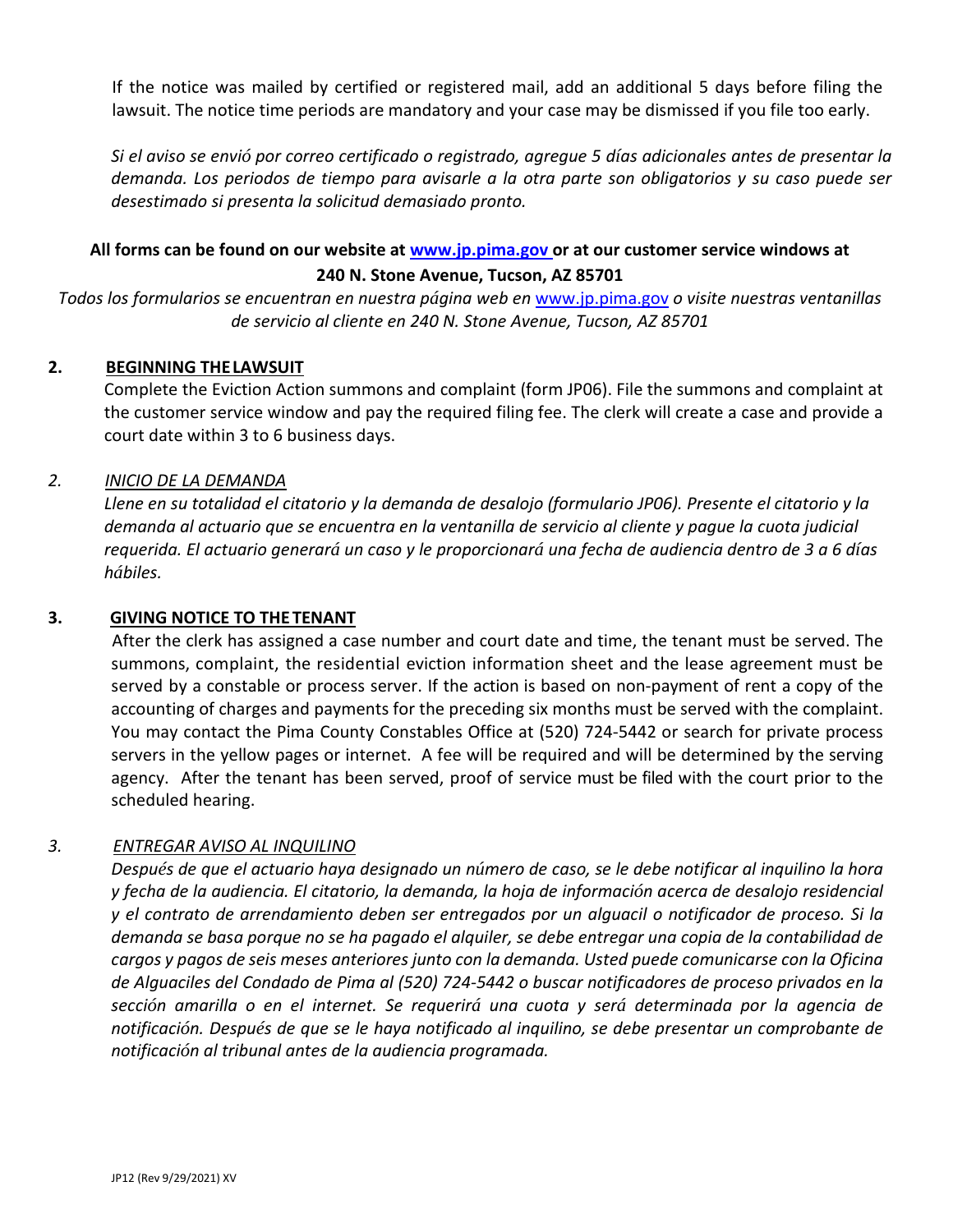If the notice was mailed by certified or registered mail, add an additional 5 days before filing the lawsuit. The notice time periods are mandatory and your case may be dismissed if you file too early.

*Si el aviso se envió por correo certificado o registrado, agregue 5 días adicionales antes de presentar la demanda. Los periodos de tiempo para avisarle a la otra parte son obligatorios y su caso puede ser desestimado si presenta la solicitud demasiado pronto.*

**All forms can be found on our website at [www.jp.pima.gov](http://www.jp.pima.gov) or at our customer service windows at 240 N. Stone Avenue, Tucson, AZ 85701**

*Todos los formularios se encuentran en nuestra página web en* [www.jp.pima.gov](http://www.jp.pima.gov) *o visite nuestras ventanillas de servicio al cliente en 240 N. Stone Avenue, Tucson, AZ 85701*

## 2. BEGINNING THE LAWSUIT

Complete the Eviction Action summons and complaint (form JP06). File the summons and complaint at the customer service window and pay the required filing fee. The clerk will create a case and provide a court date within 3 to 6 business days.

## *2. INICIO DE LA DEMANDA*

*Llene en su totalidad el citatorio y la demanda de desalojo (formulario JP06). Presente el citatorio y la demanda al actuario que se encuentra en la ventanilla de servicio al cliente y pague la cuota judicial requerida. El actuario generará un caso y le proporcionará una fecha de audiencia dentro de 3 a 6 días hábiles.*

## 3. GIVING NOTICE TO THE TENANT

After the clerk has assigned a case number and court date and time, the tenant must be served. The summons, complaint, the residential eviction information sheet and the lease agreement must be served by a constable or process server. If the action is based on non-payment of rent a copy of the accounting of charges and payments for the preceding six months must be served with the complaint. You may contact the Pima County Constables Office at (520) 724-5442 or search for private process servers in the yellow pages or internet. A fee will be required and will be determined by the serving agency. After the tenant has been served, proof of service must be filed with the court prior to the scheduled hearing.

## *3. ENTREGAR AVISO AL INQUILINO*

*Después de que el actuario haya designado un número de caso, se le debe notificar al inquilino la hora y fecha de la audiencia. El citatorio, la demanda, la hoja de información acerca de desalojo residencial y el contrato de arrendamiento deben ser entregados por un alguacil o notificador de proceso. Si la demanda se basa porque no se ha pagado el alquiler, se debe entregar una copia de la contabilidad de cargos y pagos de seis meses anteriores junto con la demanda. Usted puede comunicarse con la Oficina de Alguaciles del Condado de Pima al (520) 724-5442 o buscar notificadores de proceso privados en la sección amarilla o en el internet. Se requerirá una cuota y será determinada por la agencia de notificación. Después de que se le haya notificado al inquilino, se debe presentar un comprobante de notificación al tribunal antes de la audiencia programada.*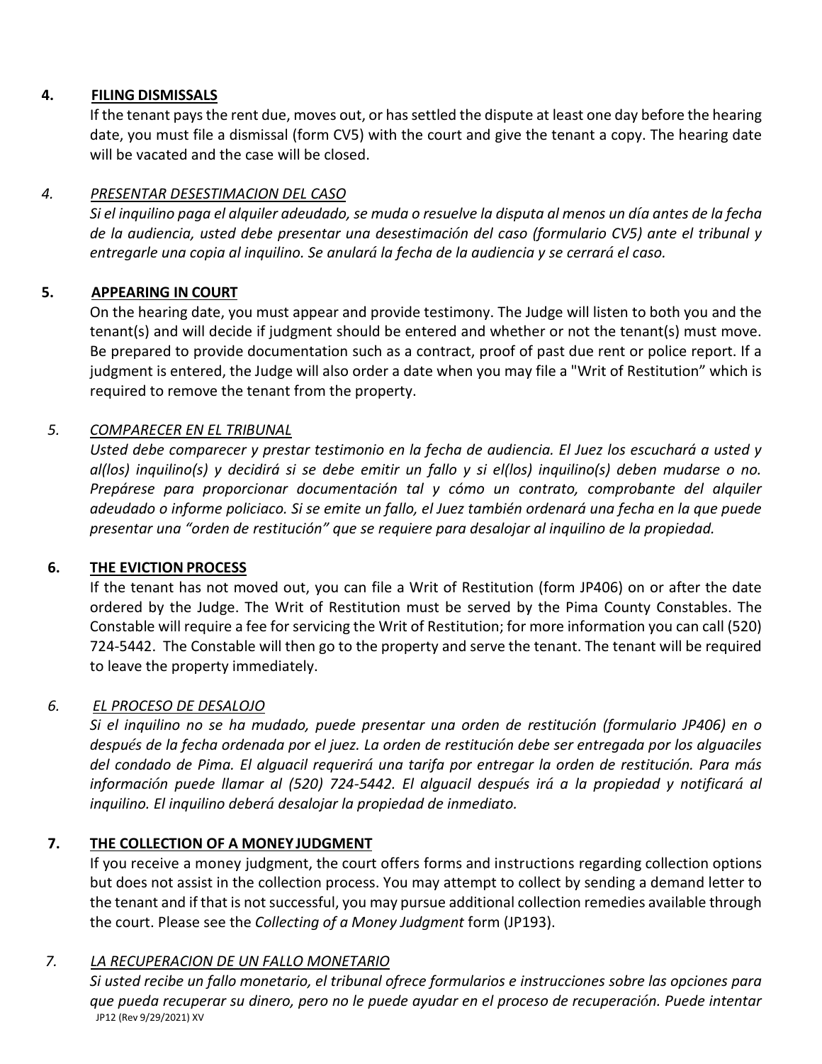**4. FILING DISMISSALS**

If the tenant pays the rent due, moves out, or has settled the dispute at least one day before the hearing date, you must file a dismissal (form CV5) with the court and give the tenant a copy. The hearing date will be vacated and the case will be closed.

*4. PRESENTAR DESESTIMACION DEL CASO*

*Si el inquilino paga el alquiler adeudado, se muda o resuelve la disputa al menos un día antes de la fecha de la audiencia, usted debe presentar una desestimación del caso (formulario CV5) ante el tribunal y entregarle una copia al inquilino. Se anulará la fecha de la audiencia y se cerrará el caso.*

**5. APPEARING IN COURT**

On the hearing date, you must appear and provide testimony. The Judge will listen to both you and the tenant(s) and will decide if judgment should be entered and whether or not the tenant(s) must move. Be prepared to provide documentation such as a contract, proof of past due rent or police report. If a judgment is entered, the Judge will also order a date when you may file a "Writ of Restitution" which is required to remove the tenant from the property.

*5. COMPARECER EN EL TRIBUNAL*

*Usted debe comparecer y prestar testimonio en la fecha de audiencia. El Juez los escuchará a usted y al(los) inquilino(s) y decidirá si se debe emitir un fallo y si el(los) inquilino(s) deben mudarse o no. Prepárese para proporcionar documentación tal y cómo un contrato, comprobante del alquiler adeudado o informe policiaco. Si se emite un fallo, el Juez también ordenará una fecha en la que puede presentar una "orden de restitución" que se requiere para desalojar al inquilino de la propiedad.*

**6. THE EVICTION PROCESS**

If the tenant has not moved out, you can file a Writ of Restitution (form JP406) on or after the date ordered by the Judge. The Writ of Restitution must be served by the Pima County Constables. The Constable will require a fee for servicing the Writ of Restitution; for more information you can call (520) 724-5442. The Constable will then go to the property and serve the tenant. The tenant will be required to leave the property immediately.

*6. EL PROCESO DE DESALOJO*

*Si el inquilino no se ha mudado, puede presentar una orden de restitución (formulario JP406) en o después de la fecha ordenada por el juez. La orden de restitución debe ser entregada por los alguaciles del condado de Pima. El alguacil requerirá una tarifa por entregar la orden de restitución. Para más información puede llamar al (520) 724-5442. El alguacil después irá a la propiedad y notificará al inquilino. El inquilino deberá desalojar la propiedad de inmediato.*

**7. THE COLLECTION OF A MONEY JUDGMENT**

If you receive a money judgment, the court offers forms and instructions regarding collection options but does not assist in the collection process. You may attempt to collect by sending a demand letter to the tenant and if that is not successful, you may pursue additional collection remedies available through the court. Please see the *Collecting of a Money Judgment* form (JP193).

*7. LA RECUPERACION DE UN FALLO MONETARIO*

*Si usted recibe un fallo monetario, el tribunal ofrece formularios e instrucciones sobre las opciones para que pueda recuperar su dinero, pero no le puede ayudar en el proceso de recuperación. Puede intentar*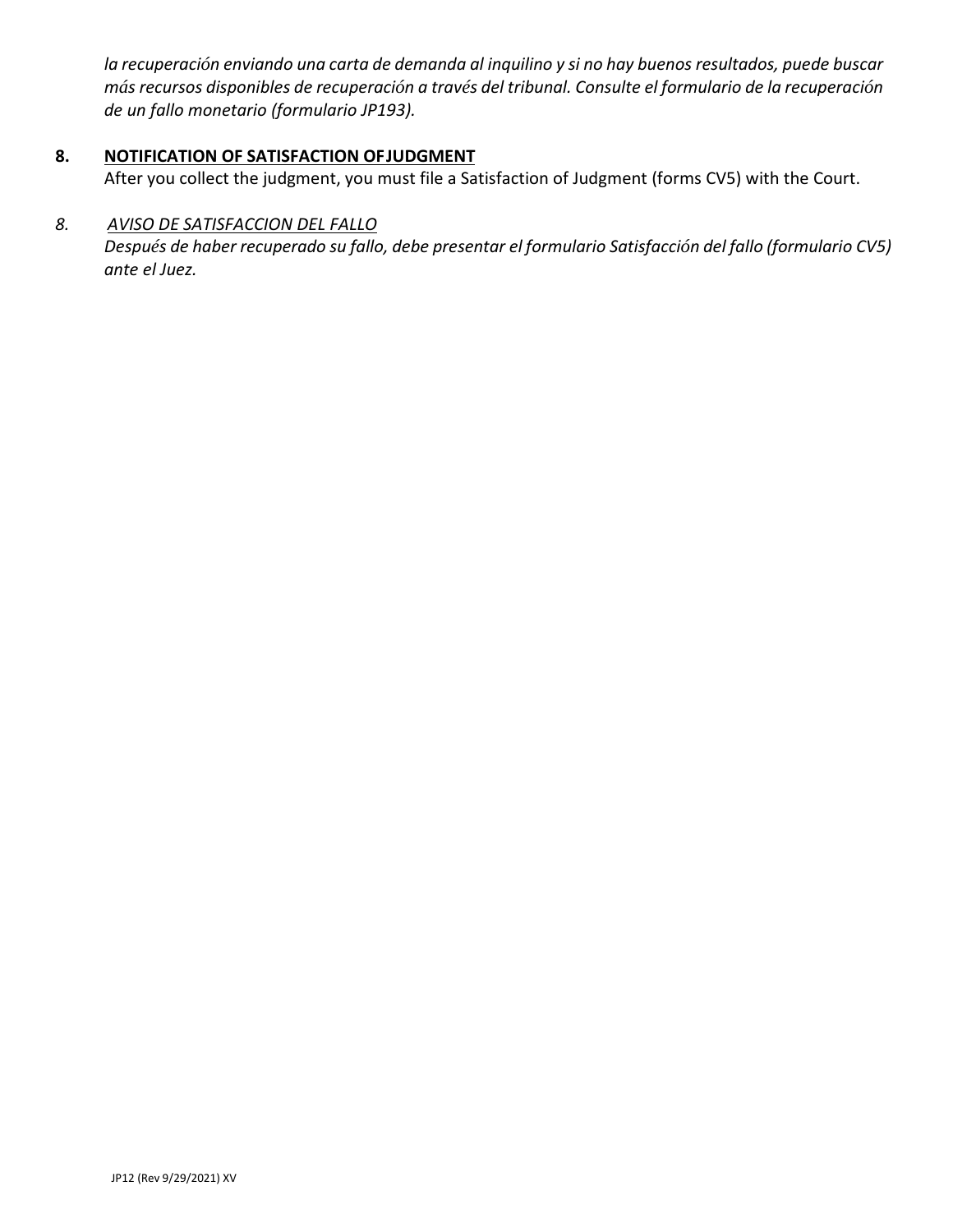*la recuperación enviando una carta de demanda al inquilino y si no hay buenos resultados, puede buscar más recursos disponibles de recuperación a través del tribunal. Consulte el formulario de la recuperación de un fallo monetario (formulario JP193).*

**8. NOTIFICATION OF SATISFACTION OFJUDGMENT**

After you collect the judgment, you must file a Satisfaction of Judgment (forms CV5) with the Court.

*8. AVISO DE SATISFACCION DEL FALLO*

*Después de haber recuperado su fallo, debe presentar el formulario Satisfacción del fallo (formulario CV5) ante el Juez.*

JP12 (Rev 9/29/2021) XV